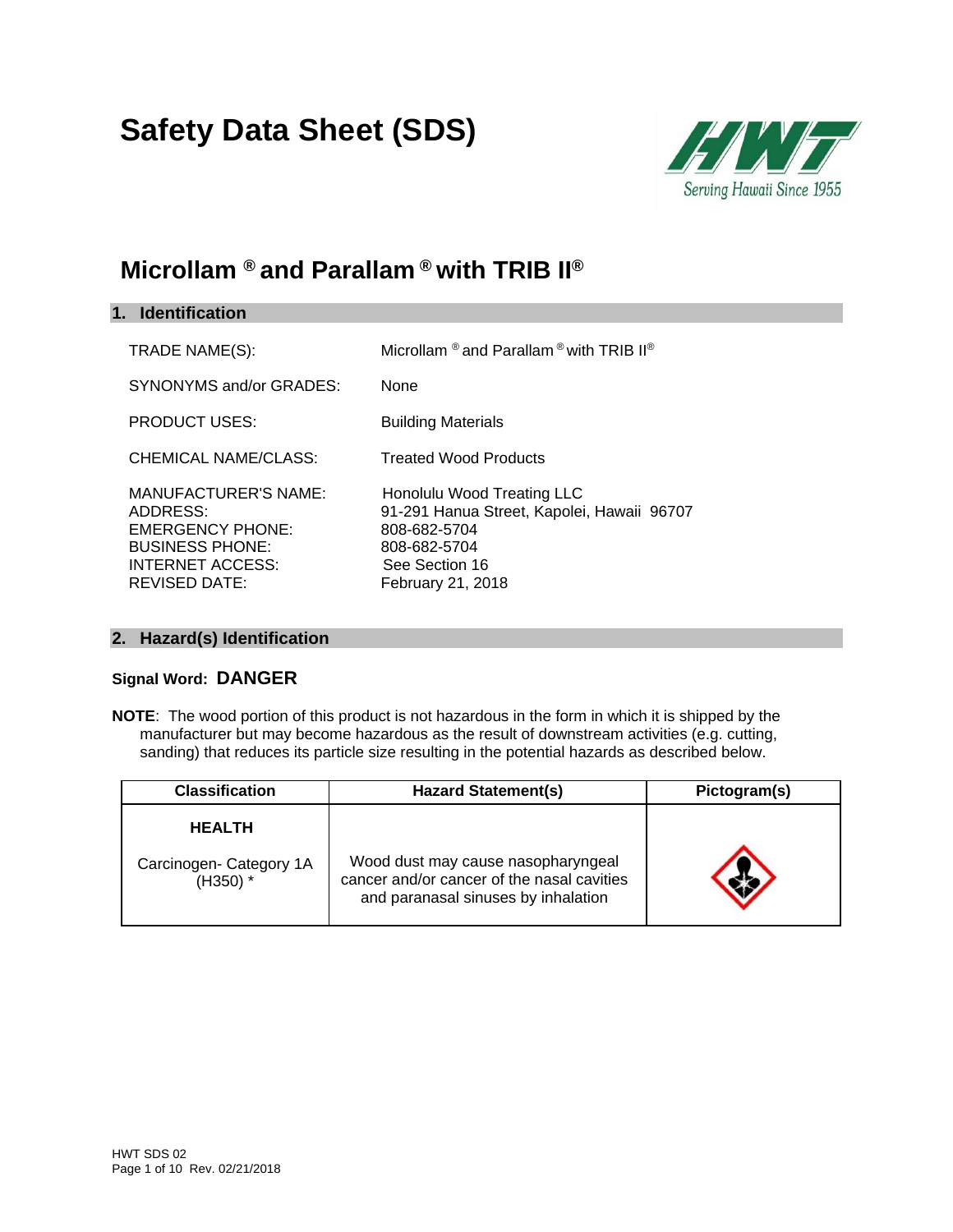# Safety Data Sheet (SDS)

## Microllam ® and Parallam ® with TRIB II®

### 1. Identification

TRADE NAME(S): Microllam ® and Parallam ® with TRIB II®

SYNONYMS and/or GRADES: None

PRODUCT USES: Building Materials

CHEMICAL NAME/CLASS: Treated Wood Products

MANUFACTURER'S NAME: Honolulu Wood Treating LLC
ADDRESS: 91-291 Hanua Street, Kapolei, Hawaii 96707
EMERGENCY PHONE: 808-682-5704
BUSINESS PHONE: 808-682-5704
INTERNET ACCESS: See Section 16
REVISED DATE: February 21, 2018

### 2. Hazard(s) Identification

**Signal Word: DANGER**

**NOTE**: The wood portion of this product is not hazardous in the form in which it is shipped by the manufacturer but may become hazardous as the result of downstream activities (e.g. cutting, sanding) that reduces its particle size resulting in the potential hazards as described below.

| Classification | Hazard Statement(s) | Pictogram(s) |
| --- | --- | --- |
| **HEALTH** Carcinogen- Category 1A (H350) * | Wood dust may cause nasopharyngeal cancer and/or cancer of the nasal cavities and paranasal sinuses by inhalation | |

HWT SDS 02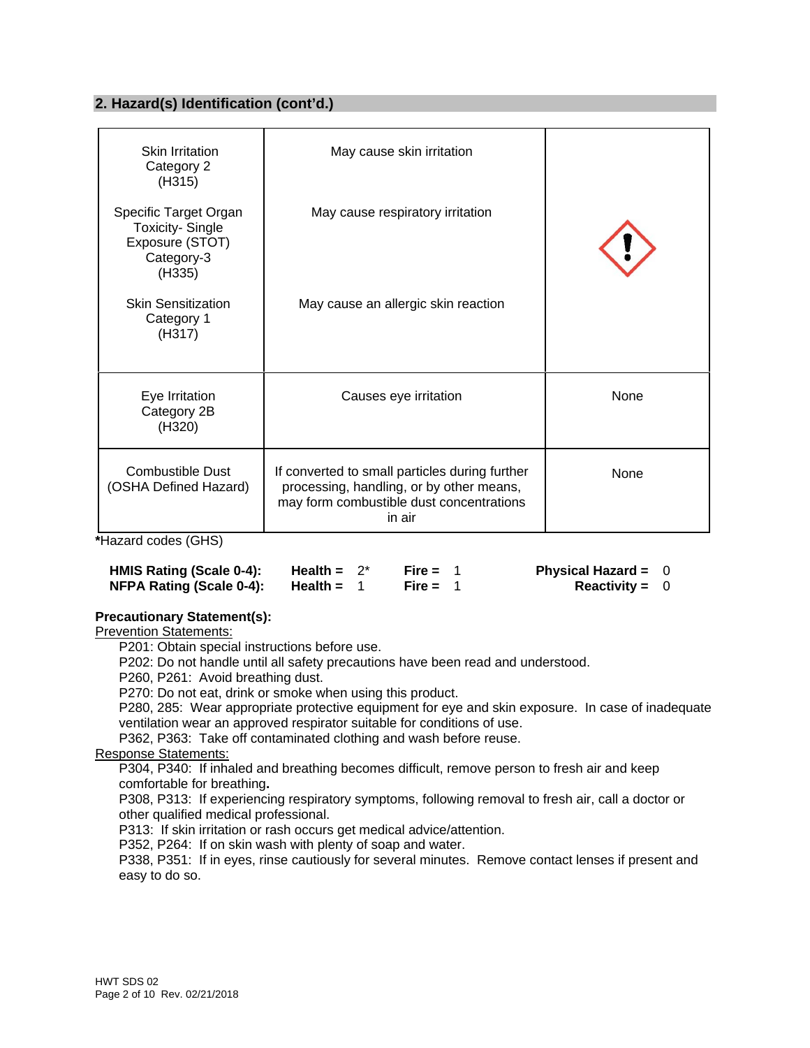## 2. Hazard(s) Identification (cont'd.)

| | | |
|---|---|---|
| Skin Irritation Category 2 (H315)<br><br>Specific Target Organ Toxicity- Single Exposure (STOT) Category-3 (H335)<br><br>Skin Sensitization Category 1 (H317) | May cause skin irritation<br><br>May cause respiratory irritation<br><br>May cause an allergic skin reaction | |
| Eye Irritation Category 2B (H320) | Causes eye irritation | None |
| Combustible Dust (OSHA Defined Hazard) | If converted to small particles during further processing, handling, or by other means, may form combustible dust concentrations in air | None |

***Hazard codes (GHS)**

| | | | |
|---|---|---|---|
| **HMIS Rating (Scale 0-4):** | **Health =** 2* | **Fire =** 1 | **Physical Hazard =** 0 |
| **NFPA Rating (Scale 0-4):** | **Health =** 1 | **Fire =** 1 | **Reactivity =** 0 |

**Precautionary Statement(s):**

Prevention Statements:

P201: Obtain special instructions before use.
P202: Do not handle until all safety precautions have been read and understood.
P260, P261: Avoid breathing dust.
P270: Do not eat, drink or smoke when using this product.
P280, 285: Wear appropriate protective equipment for eye and skin exposure. In case of inadequate ventilation wear an approved respirator suitable for conditions of use.
P362, P363: Take off contaminated clothing and wash before reuse.

Response Statements:

P304, P340: If inhaled and breathing becomes difficult, remove person to fresh air and keep comfortable for breathing**.**
P308, P313: If experiencing respiratory symptoms, following removal to fresh air, call a doctor or other qualified medical professional.
P313: If skin irritation or rash occurs get medical advice/attention.
P352, P264: If on skin wash with plenty of soap and water.
P338, P351: If in eyes, rinse cautiously for several minutes. Remove contact lenses if present and easy to do so.

HWT SDS 02
Rev. 02/21/2018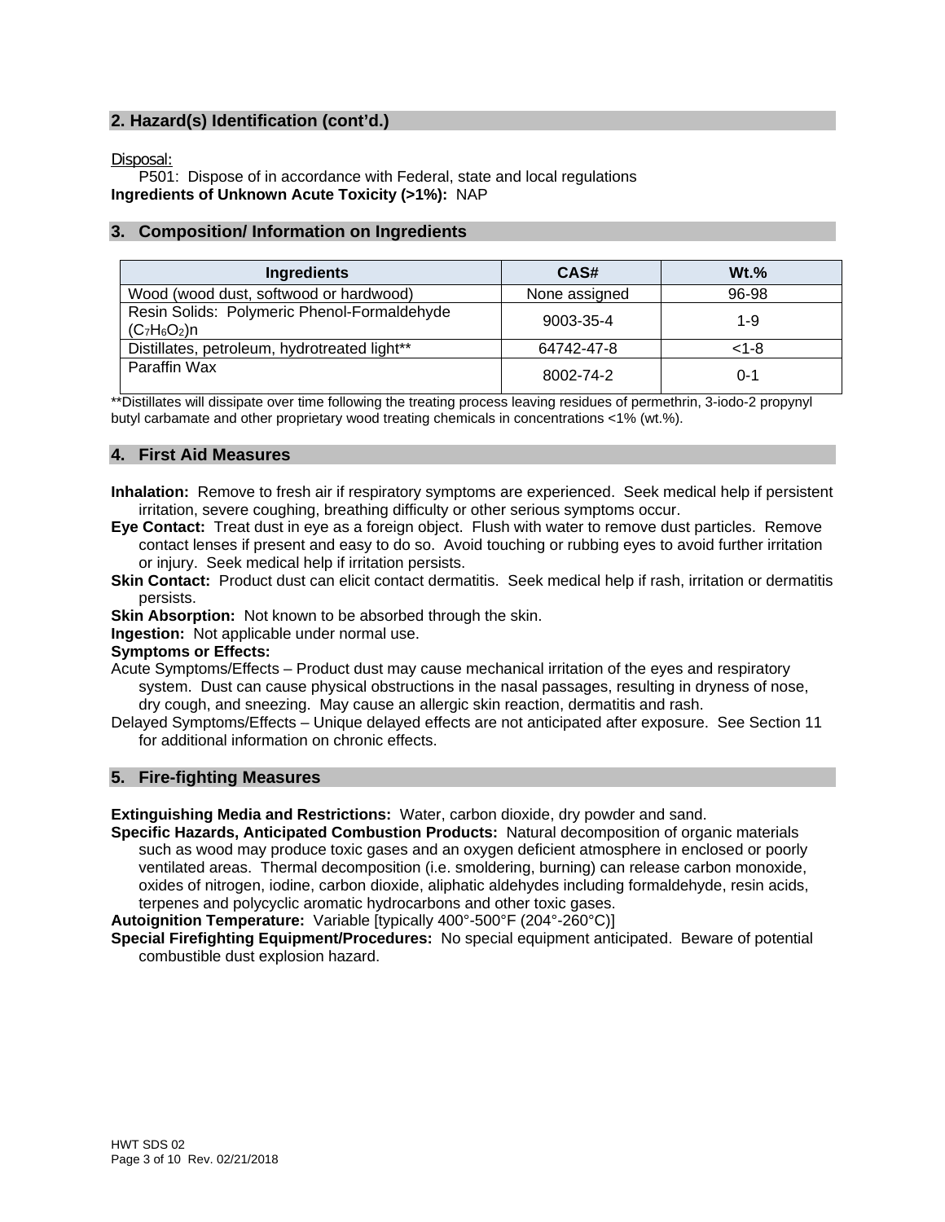## 2. Hazard(s) Identification (cont'd.)

Disposal:

P501: Dispose of in accordance with Federal, state and local regulations

**Ingredients of Unknown Acute Toxicity (>1%):** NAP

## 3. Composition/ Information on Ingredients

| Ingredients | CAS# | Wt.% |
|---|---|---|
| Wood (wood dust, softwood or hardwood) | None assigned | 96-98 |
| Resin Solids: Polymeric Phenol-Formaldehyde $(C_7H_6O_2)n$ | 9003-35-4 | 1-9 |
| Distillates, petroleum, hydrotreated light** | 64742-47-8 | <1-8 |
| Paraffin Wax | 8002-74-2 | 0-1 |

**Distillates will dissipate over time following the treating process leaving residues of permethrin, 3-iodo-2 propynyl butyl carbamate and other proprietary wood treating chemicals in concentrations <1% (wt.%).

## 4. First Aid Measures

**Inhalation:** Remove to fresh air if respiratory symptoms are experienced. Seek medical help if persistent irritation, severe coughing, breathing difficulty or other serious symptoms occur.

**Eye Contact:** Treat dust in eye as a foreign object. Flush with water to remove dust particles. Remove contact lenses if present and easy to do so. Avoid touching or rubbing eyes to avoid further irritation or injury. Seek medical help if irritation persists.

**Skin Contact:** Product dust can elicit contact dermatitis. Seek medical help if rash, irritation or dermatitis persists.

**Skin Absorption:** Not known to be absorbed through the skin.

**Ingestion:** Not applicable under normal use.

**Symptoms or Effects:**

Acute Symptoms/Effects – Product dust may cause mechanical irritation of the eyes and respiratory system. Dust can cause physical obstructions in the nasal passages, resulting in dryness of nose, dry cough, and sneezing. May cause an allergic skin reaction, dermatitis and rash.

Delayed Symptoms/Effects – Unique delayed effects are not anticipated after exposure. See Section 11 for additional information on chronic effects.

## 5. Fire-fighting Measures

**Extinguishing Media and Restrictions:** Water, carbon dioxide, dry powder and sand.

**Specific Hazards, Anticipated Combustion Products:** Natural decomposition of organic materials such as wood may produce toxic gases and an oxygen deficient atmosphere in enclosed or poorly ventilated areas. Thermal decomposition (i.e. smoldering, burning) can release carbon monoxide, oxides of nitrogen, iodine, carbon dioxide, aliphatic aldehydes including formaldehyde, resin acids, terpenes and polycyclic aromatic hydrocarbons and other toxic gases.

**Autoignition Temperature:** Variable [typically 400°-500°F (204°-260°C)]

**Special Firefighting Equipment/Procedures:** No special equipment anticipated. Beware of potential combustible dust explosion hazard.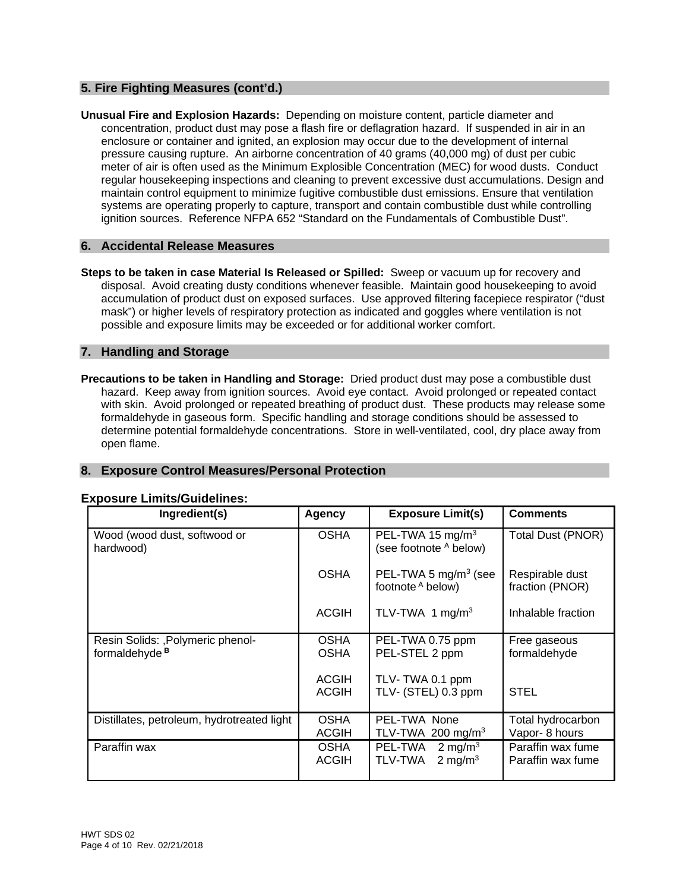## 5. Fire Fighting Measures (cont'd.)

**Unusual Fire and Explosion Hazards:** Depending on moisture content, particle diameter and concentration, product dust may pose a flash fire or deflagration hazard. If suspended in air in an enclosure or container and ignited, an explosion may occur due to the development of internal pressure causing rupture. An airborne concentration of 40 grams (40,000 mg) of dust per cubic meter of air is often used as the Minimum Explosible Concentration (MEC) for wood dusts. Conduct regular housekeeping inspections and cleaning to prevent excessive dust accumulations. Design and maintain control equipment to minimize fugitive combustible dust emissions. Ensure that ventilation systems are operating properly to capture, transport and contain combustible dust while controlling ignition sources. Reference NFPA 652 "Standard on the Fundamentals of Combustible Dust".

## 6. Accidental Release Measures

**Steps to be taken in case Material Is Released or Spilled:** Sweep or vacuum up for recovery and disposal. Avoid creating dusty conditions whenever feasible. Maintain good housekeeping to avoid accumulation of product dust on exposed surfaces. Use approved filtering facepiece respirator ("dust mask") or higher levels of respiratory protection as indicated and goggles where ventilation is not possible and exposure limits may be exceeded or for additional worker comfort.

## 7. Handling and Storage

**Precautions to be taken in Handling and Storage:** Dried product dust may pose a combustible dust hazard. Keep away from ignition sources. Avoid eye contact. Avoid prolonged or repeated contact with skin. Avoid prolonged or repeated breathing of product dust. These products may release some formaldehyde in gaseous form. Specific handling and storage conditions should be assessed to determine potential formaldehyde concentrations. Store in well-ventilated, cool, dry place away from open flame.

## 8. Exposure Control Measures/Personal Protection

**Exposure Limits/Guidelines:**

| Ingredient(s) | Agency | Exposure Limit(s) | Comments |
|---|---|---|---|
| Wood (wood dust, softwood or hardwood) | OSHA | PEL-TWA 15 mg/m$^3$ (see footnote [A] below) | Total Dust (PNOR) |
| | OSHA | PEL-TWA 5 mg/m$^3$ (see footnote [A] below) | Respirable dust fraction (PNOR) |
| | ACGIH | TLV-TWA 1 mg/m$^3$ | Inhalable fraction |
| Resin Solids: ,Polymeric phenol-formaldehyde [B] | OSHA<br>OSHA | PEL-TWA 0.75 ppm<br>PEL-STEL 2 ppm | Free gaseous formaldehyde |
| | ACGIH<br>ACGIH | TLV- TWA 0.1 ppm<br>TLV- (STEL) 0.3 ppm | STEL |
| Distillates, petroleum, hydrotreated light | OSHA<br>ACGIH | PEL-TWA None<br>TLV-TWA 200 mg/m$^3$ | Total hydrocarbon Vapor- 8 hours |
| Paraffin wax | OSHA<br>ACGIH | PEL-TWA 2 mg/m$^3$<br>TLV-TWA 2 mg/m$^3$ | Paraffin wax fume<br>Paraffin wax fume |

HWT SDS 02
Rev. 02/21/2018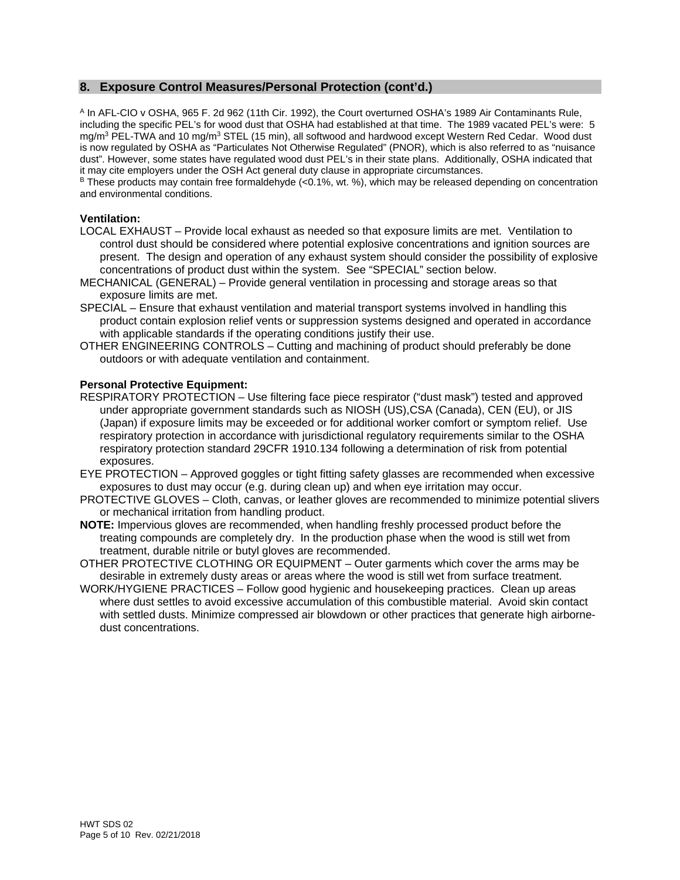## 8. Exposure Control Measures/Personal Protection (cont'd.)

[A] In AFL-CIO v OSHA, 965 F. 2d 962 (11th Cir. 1992), the Court overturned OSHA's 1989 Air Contaminants Rule, including the specific PEL's for wood dust that OSHA had established at that time. The 1989 vacated PEL's were: 5 $mg/m^3$ PEL-TWA and 10 $mg/m^3$ STEL (15 min), all softwood and hardwood except Western Red Cedar. Wood dust is now regulated by OSHA as "Particulates Not Otherwise Regulated" (PNOR), which is also referred to as "nuisance dust". However, some states have regulated wood dust PEL's in their state plans. Additionally, OSHA indicated that it may cite employers under the OSH Act general duty clause in appropriate circumstances.
[B] These products may contain free formaldehyde (<0.1%, wt. %), which may be released depending on concentration and environmental conditions.

**Ventilation:**

LOCAL EXHAUST – Provide local exhaust as needed so that exposure limits are met. Ventilation to control dust should be considered where potential explosive concentrations and ignition sources are present. The design and operation of any exhaust system should consider the possibility of explosive concentrations of product dust within the system. See "SPECIAL" section below.

MECHANICAL (GENERAL) – Provide general ventilation in processing and storage areas so that exposure limits are met.

SPECIAL – Ensure that exhaust ventilation and material transport systems involved in handling this product contain explosion relief vents or suppression systems designed and operated in accordance with applicable standards if the operating conditions justify their use.

OTHER ENGINEERING CONTROLS – Cutting and machining of product should preferably be done outdoors or with adequate ventilation and containment.

**Personal Protective Equipment:**

RESPIRATORY PROTECTION – Use filtering face piece respirator ("dust mask") tested and approved under appropriate government standards such as NIOSH (US),CSA (Canada), CEN (EU), or JIS (Japan) if exposure limits may be exceeded or for additional worker comfort or symptom relief. Use respiratory protection in accordance with jurisdictional regulatory requirements similar to the OSHA respiratory protection standard 29CFR 1910.134 following a determination of risk from potential exposures.

EYE PROTECTION – Approved goggles or tight fitting safety glasses are recommended when excessive exposures to dust may occur (e.g. during clean up) and when eye irritation may occur.

PROTECTIVE GLOVES – Cloth, canvas, or leather gloves are recommended to minimize potential slivers or mechanical irritation from handling product.

**NOTE:** Impervious gloves are recommended, when handling freshly processed product before the treating compounds are completely dry. In the production phase when the wood is still wet from treatment, durable nitrile or butyl gloves are recommended.

OTHER PROTECTIVE CLOTHING OR EQUIPMENT – Outer garments which cover the arms may be desirable in extremely dusty areas or areas where the wood is still wet from surface treatment.

WORK/HYGIENE PRACTICES – Follow good hygienic and housekeeping practices. Clean up areas where dust settles to avoid excessive accumulation of this combustible material. Avoid skin contact with settled dusts. Minimize compressed air blowdown or other practices that generate high airborne-dust concentrations.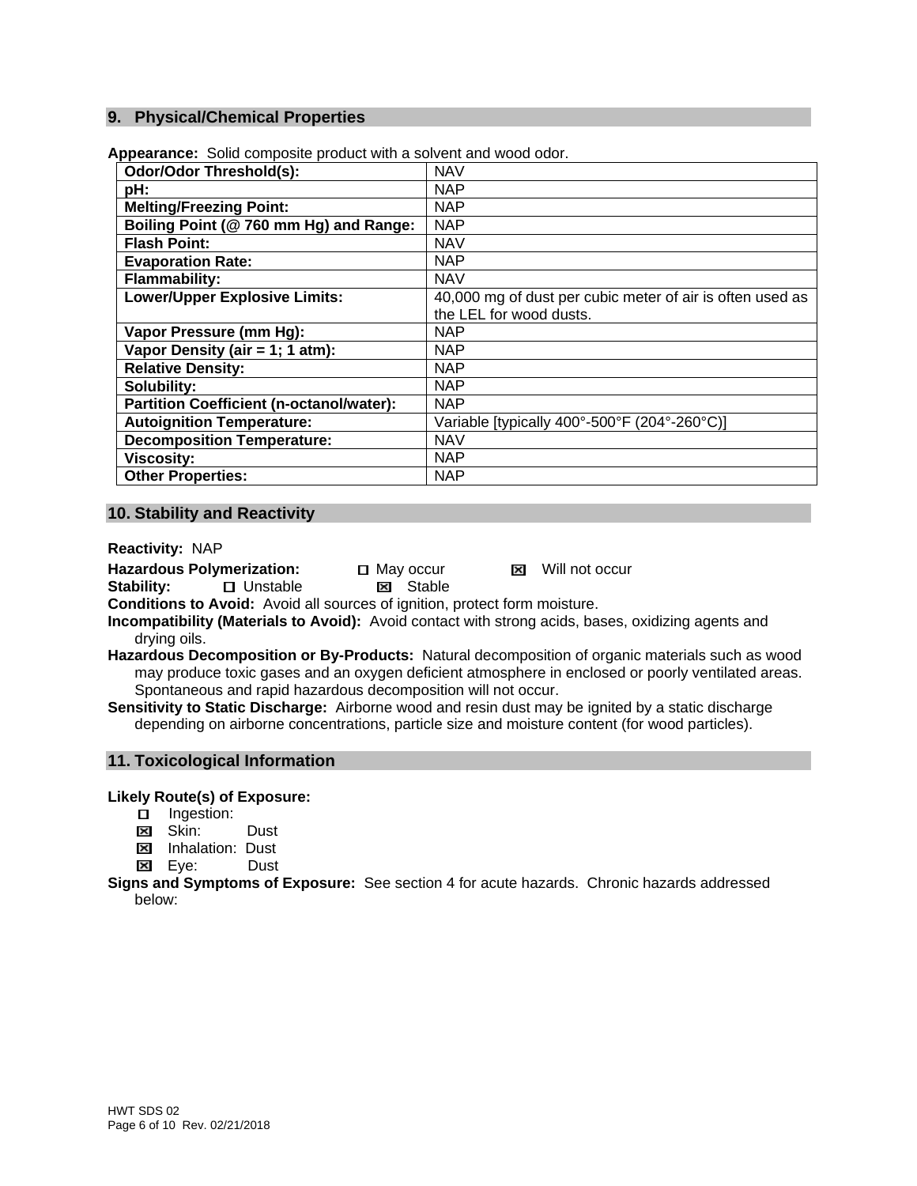## 9. Physical/Chemical Properties

**Appearance:** Solid composite product with a solvent and wood odor.

| | |
|---|---|
| **Odor/Odor Threshold(s):** | NAV |
| **pH:** | NAP |
| **Melting/Freezing Point:** | NAP |
| **Boiling Point (@ 760 mm Hg) and Range:** | NAP |
| **Flash Point:** | NAV |
| **Evaporation Rate:** | NAP |
| **Flammability:** | NAV |
| **Lower/Upper Explosive Limits:** | 40,000 mg of dust per cubic meter of air is often used as the LEL for wood dusts. |
| **Vapor Pressure (mm Hg):** | NAP |
| **Vapor Density (air = 1; 1 atm):** | NAP |
| **Relative Density:** | NAP |
| **Solubility:** | NAP |
| **Partition Coefficient (n-octanol/water):** | NAP |
| **Autoignition Temperature:** | Variable [typically 400°-500°F (204°-260°C)] |
| **Decomposition Temperature:** | NAV |
| **Viscosity:** | NAP |
| **Other Properties:** | NAP |

## 10. Stability and Reactivity

**Reactivity:** NAP

**Hazardous Polymerization:** ☐ May occur ☒ Will not occur

**Stability:** ☐ Unstable ☒ Stable

**Conditions to Avoid:** Avoid all sources of ignition, protect form moisture.

**Incompatibility (Materials to Avoid):** Avoid contact with strong acids, bases, oxidizing agents and drying oils.

**Hazardous Decomposition or By-Products:** Natural decomposition of organic materials such as wood may produce toxic gases and an oxygen deficient atmosphere in enclosed or poorly ventilated areas. Spontaneous and rapid hazardous decomposition will not occur.

**Sensitivity to Static Discharge:** Airborne wood and resin dust may be ignited by a static discharge depending on airborne concentrations, particle size and moisture content (for wood particles).

## 11. Toxicological Information

**Likely Route(s) of Exposure:**

- ☐ Ingestion:
- ☒ Skin: Dust
- ☒ Inhalation: Dust
- ☒ Eye: Dust

**Signs and Symptoms of Exposure:** See section 4 for acute hazards. Chronic hazards addressed below: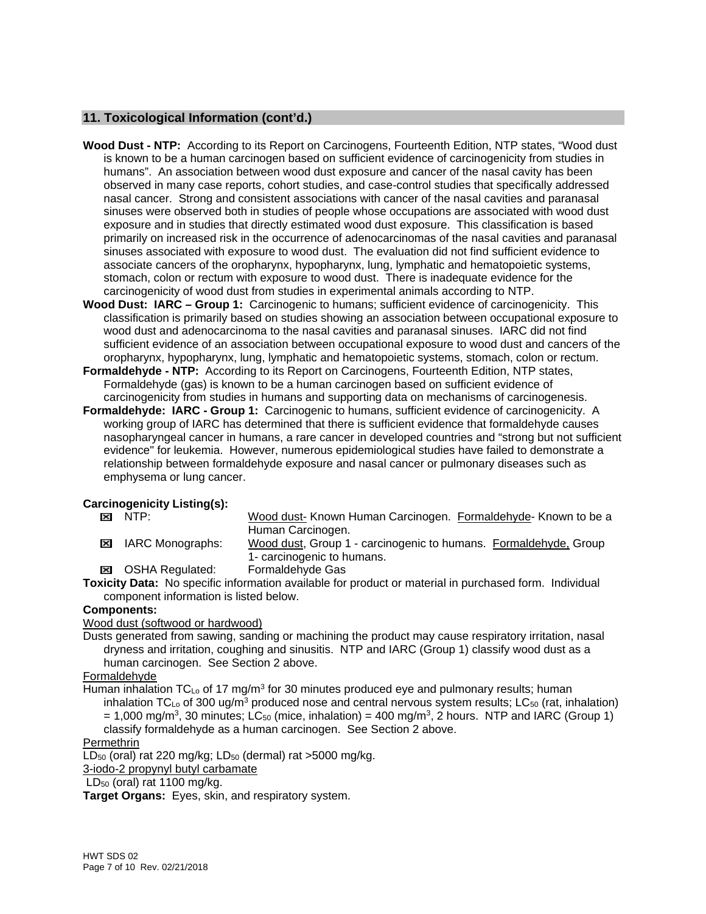## 11. Toxicological Information (cont'd.)

**Wood Dust - NTP:** According to its Report on Carcinogens, Fourteenth Edition, NTP states, "Wood dust is known to be a human carcinogen based on sufficient evidence of carcinogenicity from studies in humans". An association between wood dust exposure and cancer of the nasal cavity has been observed in many case reports, cohort studies, and case-control studies that specifically addressed nasal cancer. Strong and consistent associations with cancer of the nasal cavities and paranasal sinuses were observed both in studies of people whose occupations are associated with wood dust exposure and in studies that directly estimated wood dust exposure. This classification is based primarily on increased risk in the occurrence of adenocarcinomas of the nasal cavities and paranasal sinuses associated with exposure to wood dust. The evaluation did not find sufficient evidence to associate cancers of the oropharynx, hypopharynx, lung, lymphatic and hematopoietic systems, stomach, colon or rectum with exposure to wood dust. There is inadequate evidence for the carcinogenicity of wood dust from studies in experimental animals according to NTP.

**Wood Dust: IARC – Group 1:** Carcinogenic to humans; sufficient evidence of carcinogenicity. This classification is primarily based on studies showing an association between occupational exposure to wood dust and adenocarcinoma to the nasal cavities and paranasal sinuses. IARC did not find sufficient evidence of an association between occupational exposure to wood dust and cancers of the oropharynx, hypopharynx, lung, lymphatic and hematopoietic systems, stomach, colon or rectum.

**Formaldehyde - NTP:** According to its Report on Carcinogens, Fourteenth Edition, NTP states, Formaldehyde (gas) is known to be a human carcinogen based on sufficient evidence of carcinogenicity from studies in humans and supporting data on mechanisms of carcinogenesis.

**Formaldehyde: IARC - Group 1:** Carcinogenic to humans, sufficient evidence of carcinogenicity. A working group of IARC has determined that there is sufficient evidence that formaldehyde causes nasopharyngeal cancer in humans, a rare cancer in developed countries and "strong but not sufficient evidence" for leukemia. However, numerous epidemiological studies have failed to demonstrate a relationship between formaldehyde exposure and nasal cancer or pulmonary diseases such as emphysema or lung cancer.

**Carcinogenicity Listing(s):**

| | |
|---|---|
| ☒ NTP: | Wood dust- Known Human Carcinogen. Formaldehyde- Known to be a Human Carcinogen. |
| ☒ IARC Monographs: | Wood dust, Group 1 - carcinogenic to humans. Formaldehyde, Group 1- carcinogenic to humans. |
| ☒ OSHA Regulated: | Formaldehyde Gas |

**Toxicity Data:** No specific information available for product or material in purchased form. Individual component information is listed below.

**Components:**

Wood dust (softwood or hardwood)

Dusts generated from sawing, sanding or machining the product may cause respiratory irritation, nasal dryness and irritation, coughing and sinusitis. NTP and IARC (Group 1) classify wood dust as a human carcinogen. See Section 2 above.

Formaldehyde

Human inhalation $TC_{Lo}$ of 17 mg/m$^3$ for 30 minutes produced eye and pulmonary results; human inhalation $TC_{Lo}$ of 300 ug/m$^3$ produced nose and central nervous system results; $LC_{50}$ (rat, inhalation) = 1,000 mg/m$^3$, 30 minutes; $LC_{50}$ (mice, inhalation) = 400 mg/m$^3$, 2 hours. NTP and IARC (Group 1) classify formaldehyde as a human carcinogen. See Section 2 above.

Permethrin

$LD_{50}$ (oral) rat 220 mg/kg; $LD_{50}$ (dermal) rat >5000 mg/kg.

3-iodo-2 propynyl butyl carbamate

$LD_{50}$ (oral) rat 1100 mg/kg.

**Target Organs:** Eyes, skin, and respiratory system.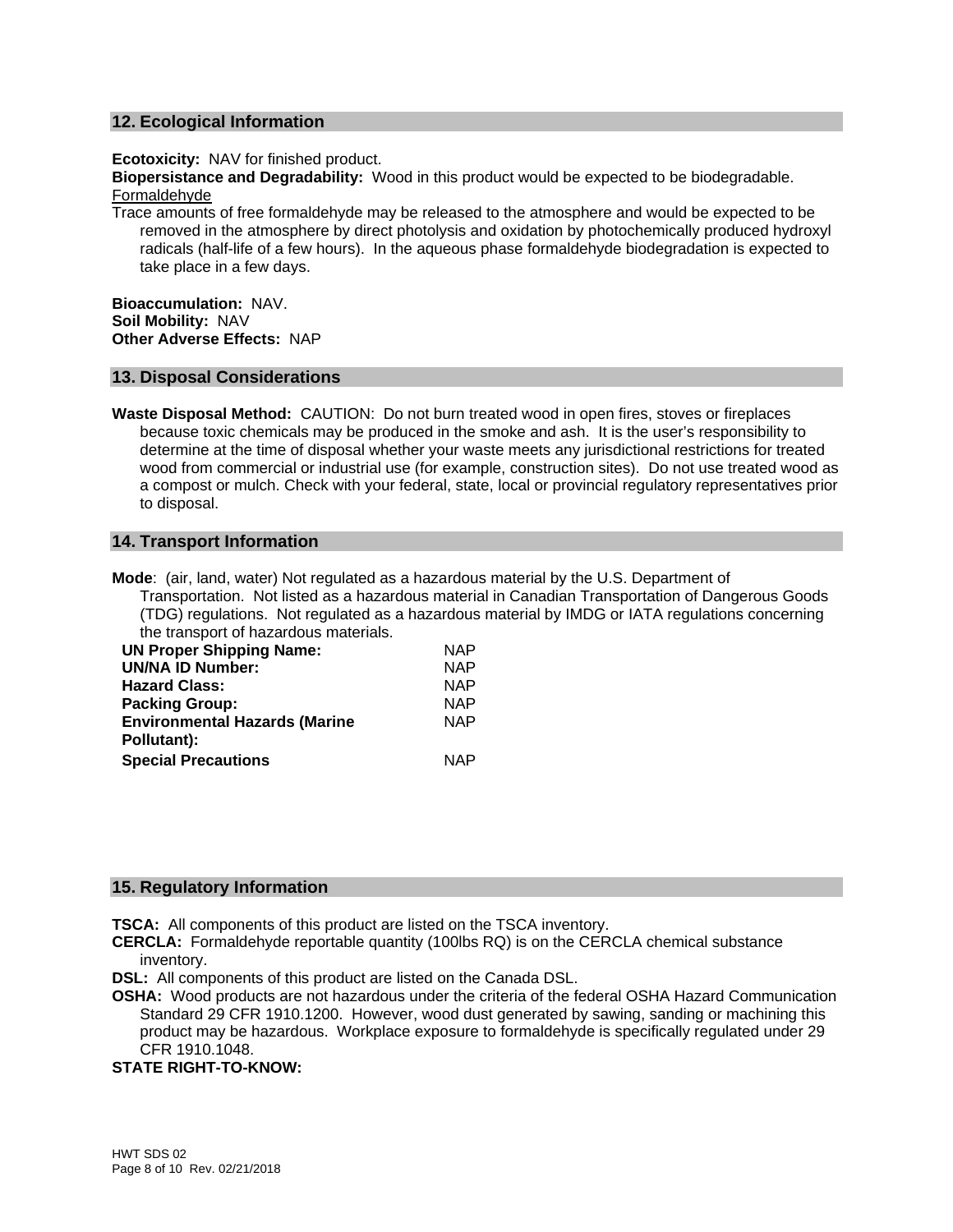## 12. Ecological Information

**Ecotoxicity:** NAV for finished product.
**Biopersistance and Degradability:** Wood in this product would be expected to be biodegradable.
Formaldehyde
Trace amounts of free formaldehyde may be released to the atmosphere and would be expected to be removed in the atmosphere by direct photolysis and oxidation by photochemically produced hydroxyl radicals (half-life of a few hours). In the aqueous phase formaldehyde biodegradation is expected to take place in a few days.

**Bioaccumulation:** NAV.
**Soil Mobility:** NAV
**Other Adverse Effects:** NAP

## 13. Disposal Considerations

**Waste Disposal Method:** CAUTION: Do not burn treated wood in open fires, stoves or fireplaces because toxic chemicals may be produced in the smoke and ash. It is the user's responsibility to determine at the time of disposal whether your waste meets any jurisdictional restrictions for treated wood from commercial or industrial use (for example, construction sites). Do not use treated wood as a compost or mulch. Check with your federal, state, local or provincial regulatory representatives prior to disposal.

## 14. Transport Information

**Mode**: (air, land, water) Not regulated as a hazardous material by the U.S. Department of Transportation. Not listed as a hazardous material in Canadian Transportation of Dangerous Goods (TDG) regulations. Not regulated as a hazardous material by IMDG or IATA regulations concerning the transport of hazardous materials.

| | |
|---|---|
| **UN Proper Shipping Name:** | NAP |
| **UN/NA ID Number:** | NAP |
| **Hazard Class:** | NAP |
| **Packing Group:** | NAP |
| **Environmental Hazards (Marine Pollutant):** | NAP |
| **Special Precautions** | NAP |

## 15. Regulatory Information

**TSCA:** All components of this product are listed on the TSCA inventory.
**CERCLA:** Formaldehyde reportable quantity (100lbs RQ) is on the CERCLA chemical substance inventory.
**DSL:** All components of this product are listed on the Canada DSL.
**OSHA:** Wood products are not hazardous under the criteria of the federal OSHA Hazard Communication Standard 29 CFR 1910.1200. However, wood dust generated by sawing, sanding or machining this product may be hazardous. Workplace exposure to formaldehyde is specifically regulated under 29 CFR 1910.1048.
**STATE RIGHT-TO-KNOW:**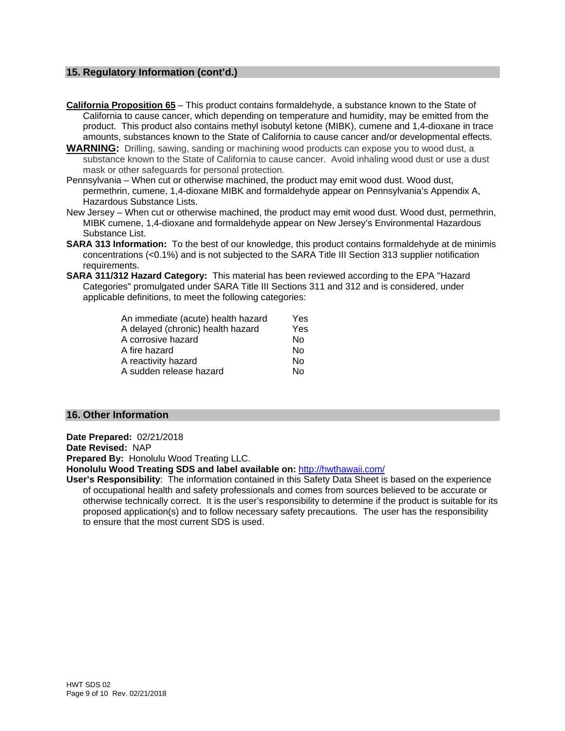## 15. Regulatory Information (cont'd.)

**California Proposition 65** – This product contains formaldehyde, a substance known to the State of California to cause cancer, which depending on temperature and humidity, may be emitted from the product. This product also contains methyl isobutyl ketone (MIBK), cumene and 1,4-dioxane in trace amounts, substances known to the State of California to cause cancer and/or developmental effects.

**WARNING:** Drilling, sawing, sanding or machining wood products can expose you to wood dust, a substance known to the State of California to cause cancer. Avoid inhaling wood dust or use a dust mask or other safeguards for personal protection.

Pennsylvania – When cut or otherwise machined, the product may emit wood dust. Wood dust, permethrin, cumene, 1,4-dioxane MIBK and formaldehyde appear on Pennsylvania's Appendix A, Hazardous Substance Lists.

New Jersey – When cut or otherwise machined, the product may emit wood dust. Wood dust, permethrin, MIBK cumene, 1,4-dioxane and formaldehyde appear on New Jersey's Environmental Hazardous Substance List.

**SARA 313 Information:** To the best of our knowledge, this product contains formaldehyde at de minimis concentrations (<0.1%) and is not subjected to the SARA Title III Section 313 supplier notification requirements.

**SARA 311/312 Hazard Category:** This material has been reviewed according to the EPA "Hazard Categories" promulgated under SARA Title III Sections 311 and 312 and is considered, under applicable definitions, to meet the following categories:

| | |
|---|---|
| An immediate (acute) health hazard | Yes |
| A delayed (chronic) health hazard | Yes |
| A corrosive hazard | No |
| A fire hazard | No |
| A reactivity hazard | No |
| A sudden release hazard | No |

## 16. Other Information

**Date Prepared:** 02/21/2018

**Date Revised:** NAP

**Prepared By:** Honolulu Wood Treating LLC.

**Honolulu Wood Treating SDS and label available on:** http://hwthawaii.com/

**User's Responsibility**: The information contained in this Safety Data Sheet is based on the experience of occupational health and safety professionals and comes from sources believed to be accurate or otherwise technically correct. It is the user's responsibility to determine if the product is suitable for its proposed application(s) and to follow necessary safety precautions. The user has the responsibility to ensure that the most current SDS is used.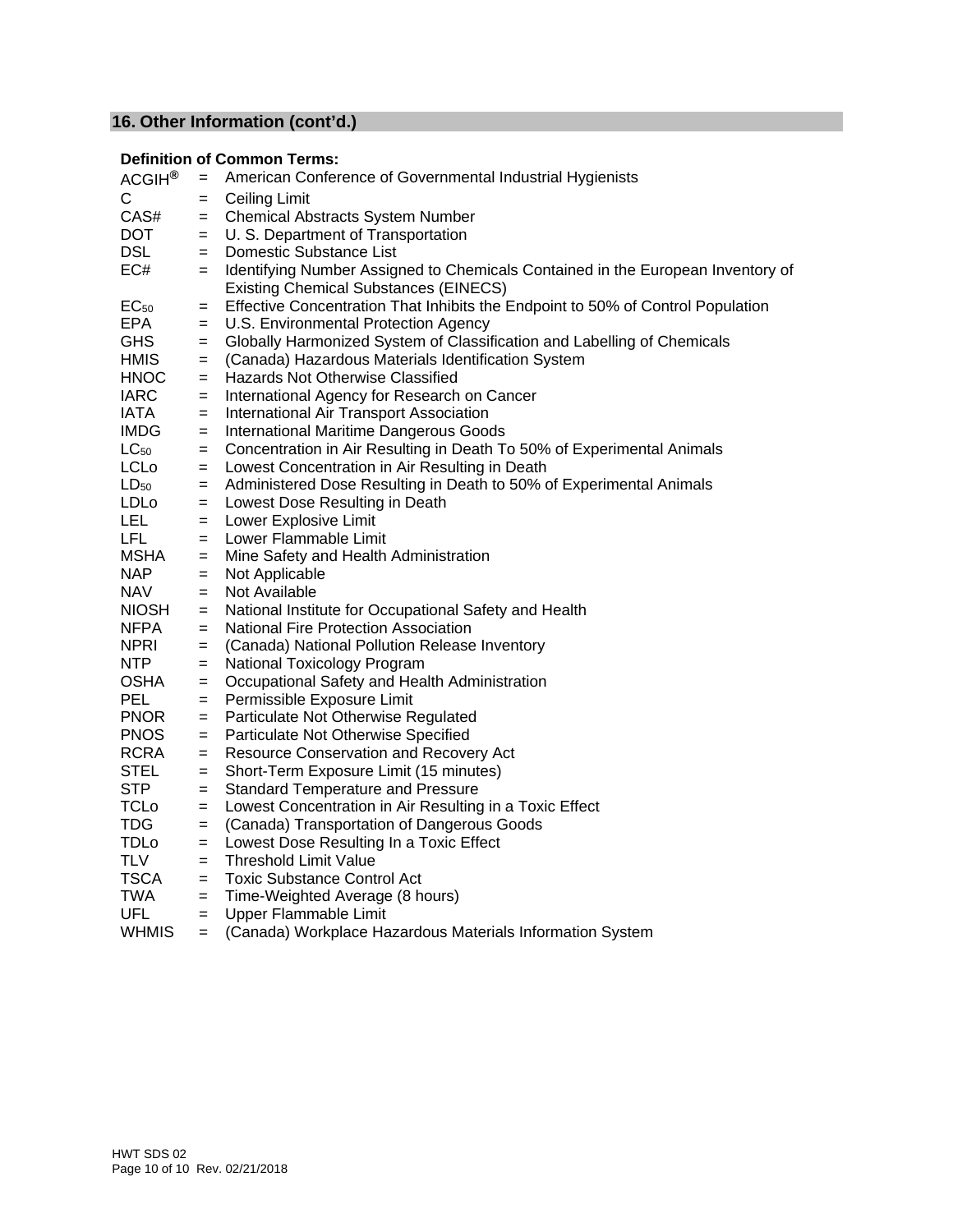## 16. Other Information (cont'd.)

**Definition of Common Terms:**

| | | |
|---|---|---|
| ACGIH® | = | American Conference of Governmental Industrial Hygienists |
| C | = | Ceiling Limit |
| CAS# | = | Chemical Abstracts System Number |
| DOT | = | U. S. Department of Transportation |
| DSL | = | Domestic Substance List |
| EC# | = | Identifying Number Assigned to Chemicals Contained in the European Inventory of Existing Chemical Substances (EINECS) |
| $EC_{50}$ | = | Effective Concentration That Inhibits the Endpoint to 50% of Control Population |
| EPA | = | U.S. Environmental Protection Agency |
| GHS | = | Globally Harmonized System of Classification and Labelling of Chemicals |
| HMIS | = | (Canada) Hazardous Materials Identification System |
| HNOC | = | Hazards Not Otherwise Classified |
| IARC | = | International Agency for Research on Cancer |
| IATA | = | International Air Transport Association |
| IMDG | = | International Maritime Dangerous Goods |
| $LC_{50}$ | = | Concentration in Air Resulting in Death To 50% of Experimental Animals |
| LCLo | = | Lowest Concentration in Air Resulting in Death |
| $LD_{50}$ | = | Administered Dose Resulting in Death to 50% of Experimental Animals |
| LDLo | = | Lowest Dose Resulting in Death |
| LEL | = | Lower Explosive Limit |
| LFL | = | Lower Flammable Limit |
| MSHA | = | Mine Safety and Health Administration |
| NAP | = | Not Applicable |
| NAV | = | Not Available |
| NIOSH | = | National Institute for Occupational Safety and Health |
| NFPA | = | National Fire Protection Association |
| NPRI | = | (Canada) National Pollution Release Inventory |
| NTP | = | National Toxicology Program |
| OSHA | = | Occupational Safety and Health Administration |
| PEL | = | Permissible Exposure Limit |
| PNOR | = | Particulate Not Otherwise Regulated |
| PNOS | = | Particulate Not Otherwise Specified |
| RCRA | = | Resource Conservation and Recovery Act |
| STEL | = | Short-Term Exposure Limit (15 minutes) |
| STP | = | Standard Temperature and Pressure |
| TCLo | = | Lowest Concentration in Air Resulting in a Toxic Effect |
| TDG | = | (Canada) Transportation of Dangerous Goods |
| TDLo | = | Lowest Dose Resulting In a Toxic Effect |
| TLV | = | Threshold Limit Value |
| TSCA | = | Toxic Substance Control Act |
| TWA | = | Time-Weighted Average (8 hours) |
| UFL | = | Upper Flammable Limit |
| WHMIS | = | (Canada) Workplace Hazardous Materials Information System |